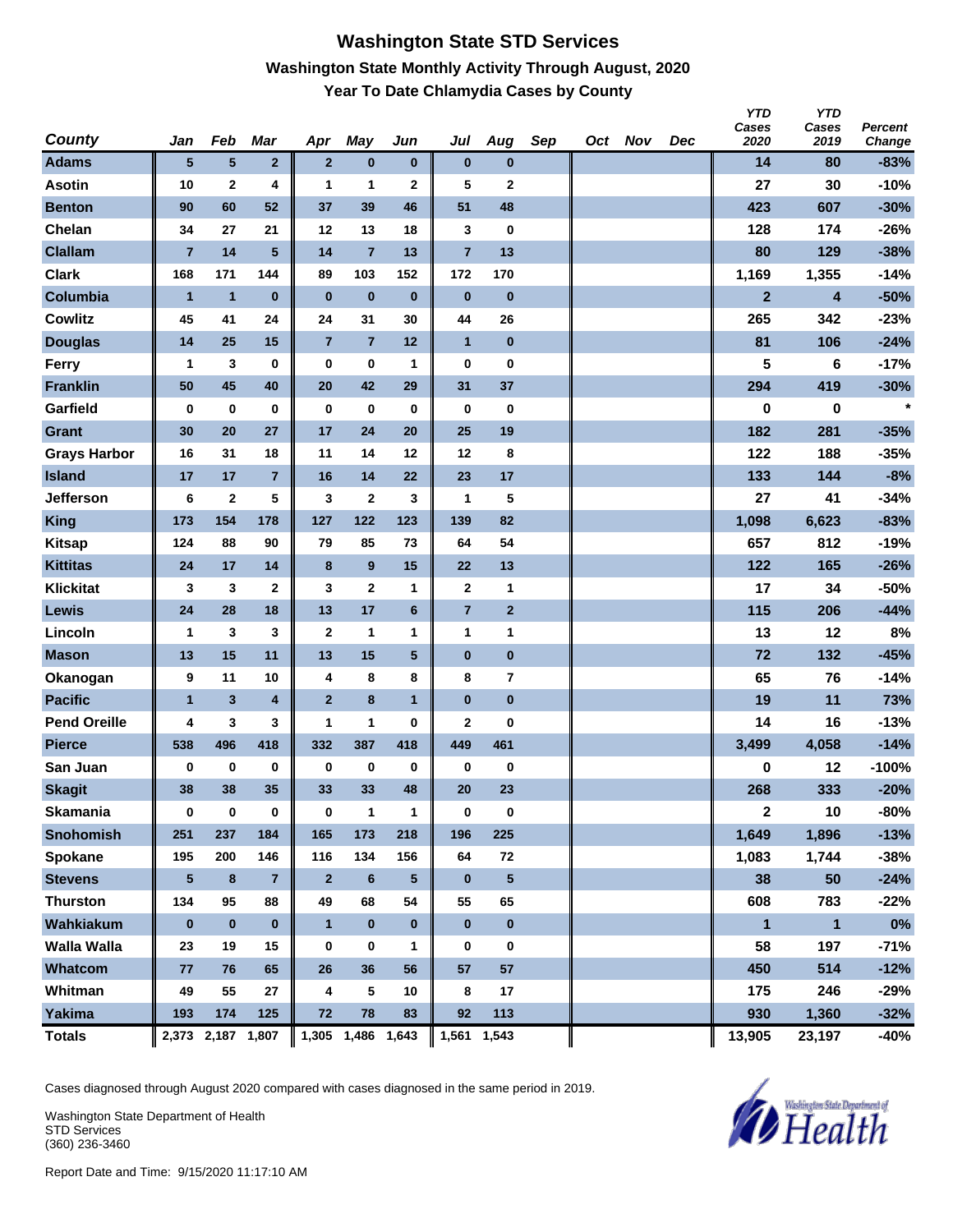# Washington State STD Services

## Washington State Monthly Activity Through August, 2020

### Year To Date Chlamydia Cases by County

| County | Jan | Feb | Mar | Apr | May | Jun | Jul | Aug | Sep | Oct | Nov | Dec | YTD Cases 2020 | YTD Cases 2019 | Percent Change |
|---|---|---|---|---|---|---|---|---|---|---|---|---|---|---|---|
| Adams | 5 | 5 | 2 | 2 | 0 | 0 | 0 | 0 | | | | | 14 | 80 | -83% |
| Asotin | 10 | 2 | 4 | 1 | 1 | 2 | 5 | 2 | | | | | 27 | 30 | -10% |
| Benton | 90 | 60 | 52 | 37 | 39 | 46 | 51 | 48 | | | | | 423 | 607 | -30% |
| Chelan | 34 | 27 | 21 | 12 | 13 | 18 | 3 | 0 | | | | | 128 | 174 | -26% |
| Clallam | 7 | 14 | 5 | 14 | 7 | 13 | 7 | 13 | | | | | 80 | 129 | -38% |
| Clark | 168 | 171 | 144 | 89 | 103 | 152 | 172 | 170 | | | | | 1,169 | 1,355 | -14% |
| Columbia | 1 | 1 | 0 | 0 | 0 | 0 | 0 | 0 | | | | | 2 | 4 | -50% |
| Cowlitz | 45 | 41 | 24 | 24 | 31 | 30 | 44 | 26 | | | | | 265 | 342 | -23% |
| Douglas | 14 | 25 | 15 | 7 | 7 | 12 | 1 | 0 | | | | | 81 | 106 | -24% |
| Ferry | 1 | 3 | 0 | 0 | 0 | 1 | 0 | 0 | | | | | 5 | 6 | -17% |
| Franklin | 50 | 45 | 40 | 20 | 42 | 29 | 31 | 37 | | | | | 294 | 419 | -30% |
| Garfield | 0 | 0 | 0 | 0 | 0 | 0 | 0 | 0 | | | | | 0 | 0 | * |
| Grant | 30 | 20 | 27 | 17 | 24 | 20 | 25 | 19 | | | | | 182 | 281 | -35% |
| Grays Harbor | 16 | 31 | 18 | 11 | 14 | 12 | 12 | 8 | | | | | 122 | 188 | -35% |
| Island | 17 | 17 | 7 | 16 | 14 | 22 | 23 | 17 | | | | | 133 | 144 | -8% |
| Jefferson | 6 | 2 | 5 | 3 | 2 | 3 | 1 | 5 | | | | | 27 | 41 | -34% |
| King | 173 | 154 | 178 | 127 | 122 | 123 | 139 | 82 | | | | | 1,098 | 6,623 | -83% |
| Kitsap | 124 | 88 | 90 | 79 | 85 | 73 | 64 | 54 | | | | | 657 | 812 | -19% |
| Kittitas | 24 | 17 | 14 | 8 | 9 | 15 | 22 | 13 | | | | | 122 | 165 | -26% |
| Klickitat | 3 | 3 | 2 | 3 | 2 | 1 | 2 | 1 | | | | | 17 | 34 | -50% |
| Lewis | 24 | 28 | 18 | 13 | 17 | 6 | 7 | 2 | | | | | 115 | 206 | -44% |
| Lincoln | 1 | 3 | 3 | 2 | 1 | 1 | 1 | 1 | | | | | 13 | 12 | 8% |
| Mason | 13 | 15 | 11 | 13 | 15 | 5 | 0 | 0 | | | | | 72 | 132 | -45% |
| Okanogan | 9 | 11 | 10 | 4 | 8 | 8 | 8 | 7 | | | | | 65 | 76 | -14% |
| Pacific | 1 | 3 | 4 | 2 | 8 | 1 | 0 | 0 | | | | | 19 | 11 | 73% |
| Pend Oreille | 4 | 3 | 3 | 1 | 1 | 0 | 2 | 0 | | | | | 14 | 16 | -13% |
| Pierce | 538 | 496 | 418 | 332 | 387 | 418 | 449 | 461 | | | | | 3,499 | 4,058 | -14% |
| San Juan | 0 | 0 | 0 | 0 | 0 | 0 | 0 | 0 | | | | | 0 | 12 | -100% |
| Skagit | 38 | 38 | 35 | 33 | 33 | 48 | 20 | 23 | | | | | 268 | 333 | -20% |
| Skamania | 0 | 0 | 0 | 0 | 1 | 1 | 0 | 0 | | | | | 2 | 10 | -80% |
| Snohomish | 251 | 237 | 184 | 165 | 173 | 218 | 196 | 225 | | | | | 1,649 | 1,896 | -13% |
| Spokane | 195 | 200 | 146 | 116 | 134 | 156 | 64 | 72 | | | | | 1,083 | 1,744 | -38% |
| Stevens | 5 | 8 | 7 | 2 | 6 | 5 | 0 | 5 | | | | | 38 | 50 | -24% |
| Thurston | 134 | 95 | 88 | 49 | 68 | 54 | 55 | 65 | | | | | 608 | 783 | -22% |
| Wahkiakum | 0 | 0 | 0 | 1 | 0 | 0 | 0 | 0 | | | | | 1 | 1 | 0% |
| Walla Walla | 23 | 19 | 15 | 0 | 0 | 1 | 0 | 0 | | | | | 58 | 197 | -71% |
| Whatcom | 77 | 76 | 65 | 26 | 36 | 56 | 57 | 57 | | | | | 450 | 514 | -12% |
| Whitman | 49 | 55 | 27 | 4 | 5 | 10 | 8 | 17 | | | | | 175 | 246 | -29% |
| Yakima | 193 | 174 | 125 | 72 | 78 | 83 | 92 | 113 | | | | | 930 | 1,360 | -32% |
| Totals | 2,373 | 2,187 | 1,807 | 1,305 | 1,486 | 1,643 | 1,561 | 1,543 | | | | | 13,905 | 23,197 | -40% |

Cases diagnosed through August 2020 compared with cases diagnosed in the same period in 2019.

Washington State Department of Health
STD Services
(360) 236-3460

Report Date and Time: 9/15/2020 11:17:10 AM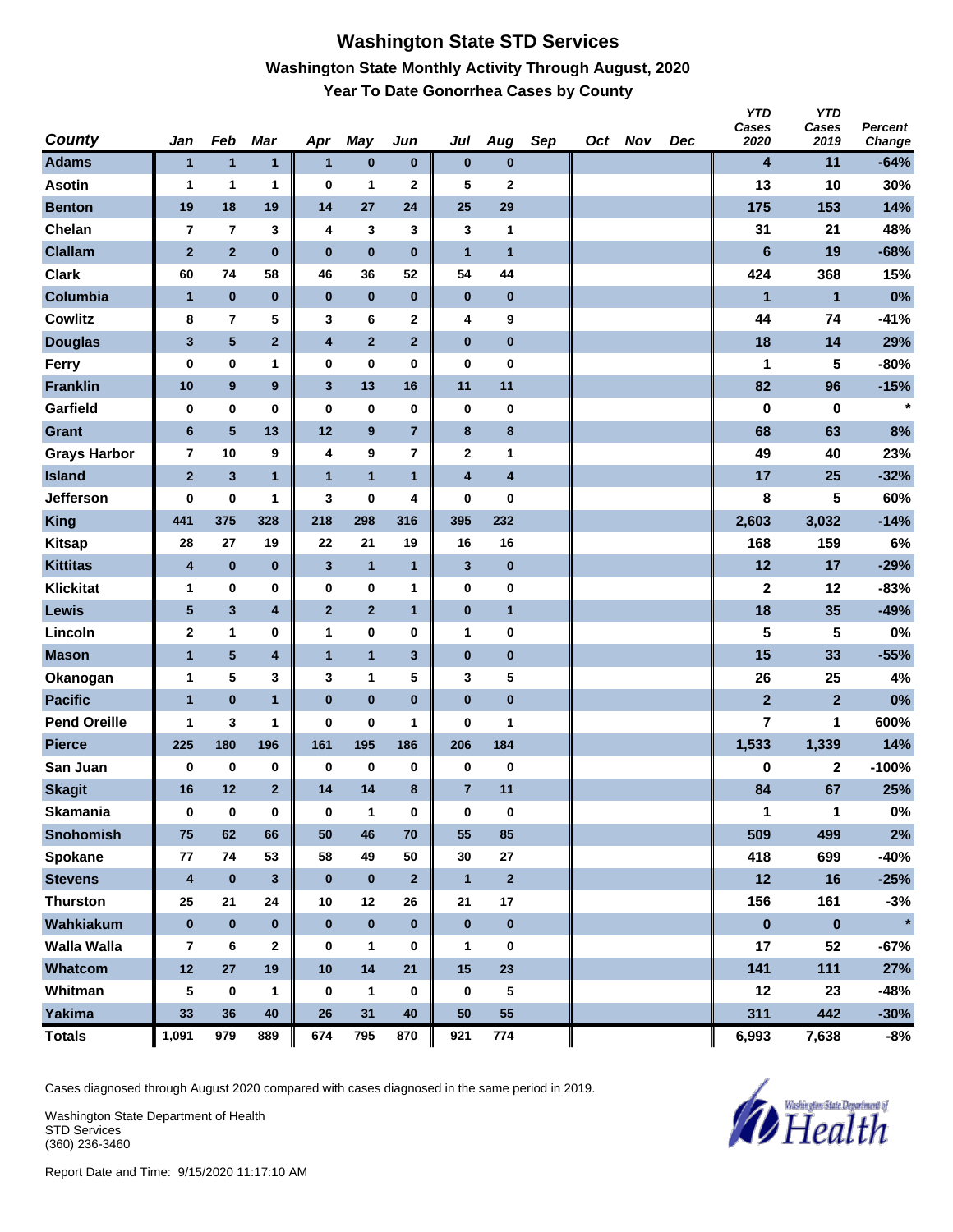# Washington State STD Services

### Washington State Monthly Activity Through August, 2020

### Year To Date Gonorrhea Cases by County

| County | Jan | Feb | Mar | Apr | May | Jun | Jul | Aug | Sep | Oct | Nov | Dec | YTD Cases 2020 | YTD Cases 2019 | Percent Change |
|---|---|---|---|---|---|---|---|---|---|---|---|---|---|---|---|
| Adams | 1 | 1 | 1 | 1 | 0 | 0 | 0 | 0 | | | | | 4 | 11 | -64% |
| Asotin | 1 | 1 | 1 | 0 | 1 | 2 | 5 | 2 | | | | | 13 | 10 | 30% |
| Benton | 19 | 18 | 19 | 14 | 27 | 24 | 25 | 29 | | | | | 175 | 153 | 14% |
| Chelan | 7 | 7 | 3 | 4 | 3 | 3 | 3 | 1 | | | | | 31 | 21 | 48% |
| Clallam | 2 | 2 | 0 | 0 | 0 | 0 | 1 | 1 | | | | | 6 | 19 | -68% |
| Clark | 60 | 74 | 58 | 46 | 36 | 52 | 54 | 44 | | | | | 424 | 368 | 15% |
| Columbia | 1 | 0 | 0 | 0 | 0 | 0 | 0 | 0 | | | | | 1 | 1 | 0% |
| Cowlitz | 8 | 7 | 5 | 3 | 6 | 2 | 4 | 9 | | | | | 44 | 74 | -41% |
| Douglas | 3 | 5 | 2 | 4 | 2 | 2 | 0 | 0 | | | | | 18 | 14 | 29% |
| Ferry | 0 | 0 | 1 | 0 | 0 | 0 | 0 | 0 | | | | | 1 | 5 | -80% |
| Franklin | 10 | 9 | 9 | 3 | 13 | 16 | 11 | 11 | | | | | 82 | 96 | -15% |
| Garfield | 0 | 0 | 0 | 0 | 0 | 0 | 0 | 0 | | | | | 0 | 0 | * |
| Grant | 6 | 5 | 13 | 12 | 9 | 7 | 8 | 8 | | | | | 68 | 63 | 8% |
| Grays Harbor | 7 | 10 | 9 | 4 | 9 | 7 | 2 | 1 | | | | | 49 | 40 | 23% |
| Island | 2 | 3 | 1 | 1 | 1 | 1 | 4 | 4 | | | | | 17 | 25 | -32% |
| Jefferson | 0 | 0 | 1 | 3 | 0 | 4 | 0 | 0 | | | | | 8 | 5 | 60% |
| King | 441 | 375 | 328 | 218 | 298 | 316 | 395 | 232 | | | | | 2,603 | 3,032 | -14% |
| Kitsap | 28 | 27 | 19 | 22 | 21 | 19 | 16 | 16 | | | | | 168 | 159 | 6% |
| Kittitas | 4 | 0 | 0 | 3 | 1 | 1 | 3 | 0 | | | | | 12 | 17 | -29% |
| Klickitat | 1 | 0 | 0 | 0 | 0 | 1 | 0 | 0 | | | | | 2 | 12 | -83% |
| Lewis | 5 | 3 | 4 | 2 | 2 | 1 | 0 | 1 | | | | | 18 | 35 | -49% |
| Lincoln | 2 | 1 | 0 | 1 | 0 | 0 | 1 | 0 | | | | | 5 | 5 | 0% |
| Mason | 1 | 5 | 4 | 1 | 1 | 3 | 0 | 0 | | | | | 15 | 33 | -55% |
| Okanogan | 1 | 5 | 3 | 3 | 1 | 5 | 3 | 5 | | | | | 26 | 25 | 4% |
| Pacific | 1 | 0 | 1 | 0 | 0 | 0 | 0 | 0 | | | | | 2 | 2 | 0% |
| Pend Oreille | 1 | 3 | 1 | 0 | 0 | 1 | 0 | 1 | | | | | 7 | 1 | 600% |
| Pierce | 225 | 180 | 196 | 161 | 195 | 186 | 206 | 184 | | | | | 1,533 | 1,339 | 14% |
| San Juan | 0 | 0 | 0 | 0 | 0 | 0 | 0 | 0 | | | | | 0 | 2 | -100% |
| Skagit | 16 | 12 | 2 | 14 | 14 | 8 | 7 | 11 | | | | | 84 | 67 | 25% |
| Skamania | 0 | 0 | 0 | 0 | 1 | 0 | 0 | 0 | | | | | 1 | 1 | 0% |
| Snohomish | 75 | 62 | 66 | 50 | 46 | 70 | 55 | 85 | | | | | 509 | 499 | 2% |
| Spokane | 77 | 74 | 53 | 58 | 49 | 50 | 30 | 27 | | | | | 418 | 699 | -40% |
| Stevens | 4 | 0 | 3 | 0 | 0 | 2 | 1 | 2 | | | | | 12 | 16 | -25% |
| Thurston | 25 | 21 | 24 | 10 | 12 | 26 | 21 | 17 | | | | | 156 | 161 | -3% |
| Wahkiakum | 0 | 0 | 0 | 0 | 0 | 0 | 0 | 0 | | | | | 0 | 0 | * |
| Walla Walla | 7 | 6 | 2 | 0 | 1 | 0 | 1 | 0 | | | | | 17 | 52 | -67% |
| Whatcom | 12 | 27 | 19 | 10 | 14 | 21 | 15 | 23 | | | | | 141 | 111 | 27% |
| Whitman | 5 | 0 | 1 | 0 | 1 | 0 | 0 | 5 | | | | | 12 | 23 | -48% |
| Yakima | 33 | 36 | 40 | 26 | 31 | 40 | 50 | 55 | | | | | 311 | 442 | -30% |
| Totals | 1,091 | 979 | 889 | 674 | 795 | 870 | 921 | 774 | | | | | 6,993 | 7,638 | -8% |

Cases diagnosed through August 2020 compared with cases diagnosed in the same period in 2019.

Washington State Department of Health
STD Services
(360) 236-3460

Report Date and Time: 9/15/2020 11:17:10 AM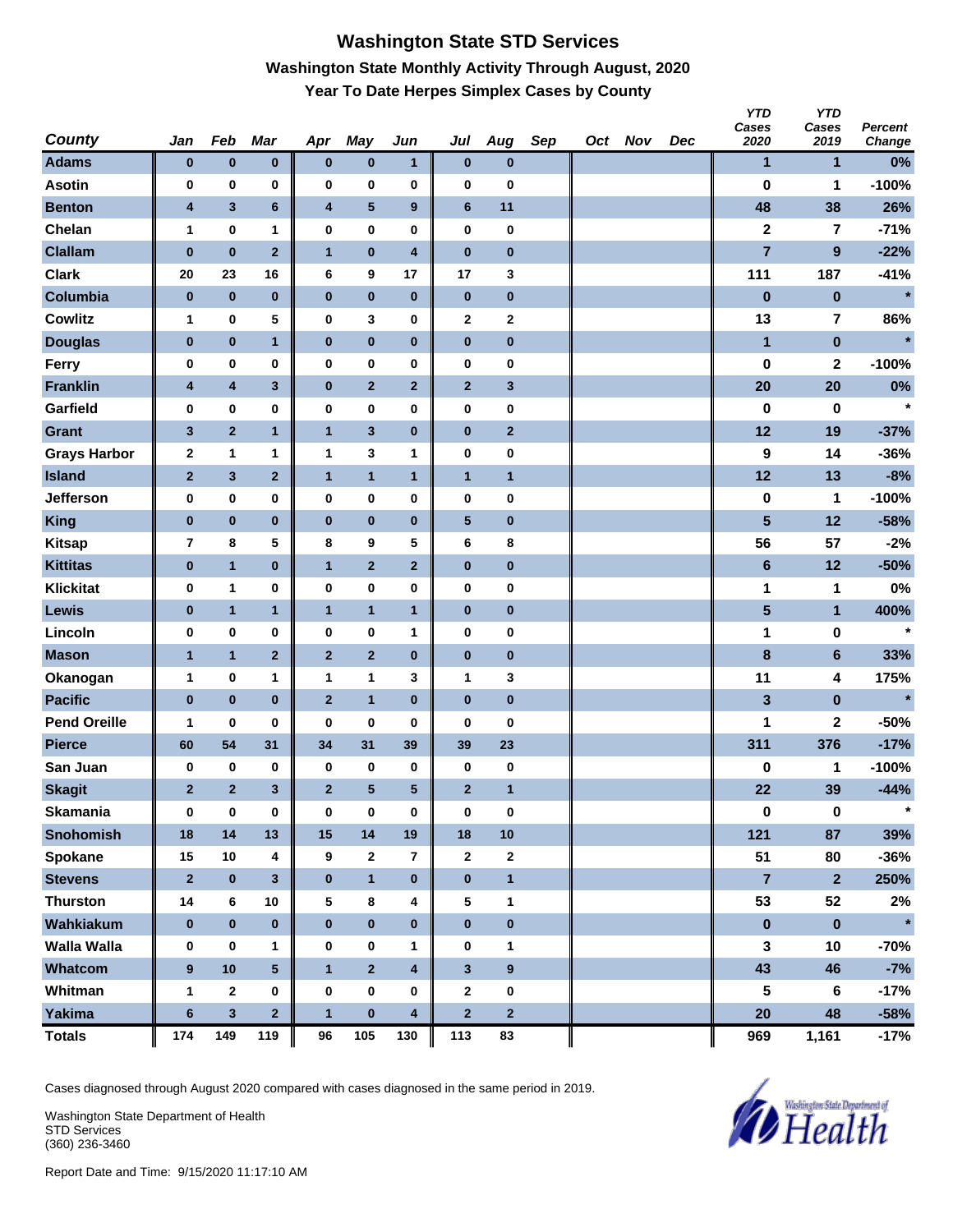# Washington State STD Services

### Washington State Monthly Activity Through August, 2020

### Year To Date Herpes Simplex Cases by County

| County | Jan | Feb | Mar | Apr | May | Jun | Jul | Aug | Sep | Oct | Nov | Dec | YTD Cases 2020 | YTD Cases 2019 | Percent Change |
|---|---|---|---|---|---|---|---|---|---|---|---|---|---|---|---|
| Adams | 0 | 0 | 0 | 0 | 0 | 1 | 0 | 0 | | | | | 1 | 1 | 0% |
| Asotin | 0 | 0 | 0 | 0 | 0 | 0 | 0 | 0 | | | | | 0 | 1 | -100% |
| Benton | 4 | 3 | 6 | 4 | 5 | 9 | 6 | 11 | | | | | 48 | 38 | 26% |
| Chelan | 1 | 0 | 1 | 0 | 0 | 0 | 0 | 0 | | | | | 2 | 7 | -71% |
| Clallam | 0 | 0 | 2 | 1 | 0 | 4 | 0 | 0 | | | | | 7 | 9 | -22% |
| Clark | 20 | 23 | 16 | 6 | 9 | 17 | 17 | 3 | | | | | 111 | 187 | -41% |
| Columbia | 0 | 0 | 0 | 0 | 0 | 0 | 0 | 0 | | | | | 0 | 0 | * |
| Cowlitz | 1 | 0 | 5 | 0 | 3 | 0 | 2 | 2 | | | | | 13 | 7 | 86% |
| Douglas | 0 | 0 | 1 | 0 | 0 | 0 | 0 | 0 | | | | | 1 | 0 | * |
| Ferry | 0 | 0 | 0 | 0 | 0 | 0 | 0 | 0 | | | | | 0 | 2 | -100% |
| Franklin | 4 | 4 | 3 | 0 | 2 | 2 | 2 | 3 | | | | | 20 | 20 | 0% |
| Garfield | 0 | 0 | 0 | 0 | 0 | 0 | 0 | 0 | | | | | 0 | 0 | * |
| Grant | 3 | 2 | 1 | 1 | 3 | 0 | 0 | 2 | | | | | 12 | 19 | -37% |
| Grays Harbor | 2 | 1 | 1 | 1 | 3 | 1 | 0 | 0 | | | | | 9 | 14 | -36% |
| Island | 2 | 3 | 2 | 1 | 1 | 1 | 1 | 1 | | | | | 12 | 13 | -8% |
| Jefferson | 0 | 0 | 0 | 0 | 0 | 0 | 0 | 0 | | | | | 0 | 1 | -100% |
| King | 0 | 0 | 0 | 0 | 0 | 0 | 5 | 0 | | | | | 5 | 12 | -58% |
| Kitsap | 7 | 8 | 5 | 8 | 9 | 5 | 6 | 8 | | | | | 56 | 57 | -2% |
| Kittitas | 0 | 1 | 0 | 1 | 2 | 2 | 0 | 0 | | | | | 6 | 12 | -50% |
| Klickitat | 0 | 1 | 0 | 0 | 0 | 0 | 0 | 0 | | | | | 1 | 1 | 0% |
| Lewis | 0 | 1 | 1 | 1 | 1 | 1 | 0 | 0 | | | | | 5 | 1 | 400% |
| Lincoln | 0 | 0 | 0 | 0 | 0 | 1 | 0 | 0 | | | | | 1 | 0 | * |
| Mason | 1 | 1 | 2 | 2 | 2 | 0 | 0 | 0 | | | | | 8 | 6 | 33% |
| Okanogan | 1 | 0 | 1 | 1 | 1 | 3 | 1 | 3 | | | | | 11 | 4 | 175% |
| Pacific | 0 | 0 | 0 | 2 | 1 | 0 | 0 | 0 | | | | | 3 | 0 | * |
| Pend Oreille | 1 | 0 | 0 | 0 | 0 | 0 | 0 | 0 | | | | | 1 | 2 | -50% |
| Pierce | 60 | 54 | 31 | 34 | 31 | 39 | 39 | 23 | | | | | 311 | 376 | -17% |
| San Juan | 0 | 0 | 0 | 0 | 0 | 0 | 0 | 0 | | | | | 0 | 1 | -100% |
| Skagit | 2 | 2 | 3 | 2 | 5 | 5 | 2 | 1 | | | | | 22 | 39 | -44% |
| Skamania | 0 | 0 | 0 | 0 | 0 | 0 | 0 | 0 | | | | | 0 | 0 | * |
| Snohomish | 18 | 14 | 13 | 15 | 14 | 19 | 18 | 10 | | | | | 121 | 87 | 39% |
| Spokane | 15 | 10 | 4 | 9 | 2 | 7 | 2 | 2 | | | | | 51 | 80 | -36% |
| Stevens | 2 | 0 | 3 | 0 | 1 | 0 | 0 | 1 | | | | | 7 | 2 | 250% |
| Thurston | 14 | 6 | 10 | 5 | 8 | 4 | 5 | 1 | | | | | 53 | 52 | 2% |
| Wahkiakum | 0 | 0 | 0 | 0 | 0 | 0 | 0 | 0 | | | | | 0 | 0 | * |
| Walla Walla | 0 | 0 | 1 | 0 | 0 | 1 | 0 | 1 | | | | | 3 | 10 | -70% |
| Whatcom | 9 | 10 | 5 | 1 | 2 | 4 | 3 | 9 | | | | | 43 | 46 | -7% |
| Whitman | 1 | 2 | 0 | 0 | 0 | 0 | 2 | 0 | | | | | 5 | 6 | -17% |
| Yakima | 6 | 3 | 2 | 1 | 0 | 4 | 2 | 2 | | | | | 20 | 48 | -58% |
| Totals | 174 | 149 | 119 | 96 | 105 | 130 | 113 | 83 | | | | | 969 | 1,161 | -17% |

Cases diagnosed through August 2020 compared with cases diagnosed in the same period in 2019.

Washington State Department of Health
STD Services
(360) 236-3460

Report Date and Time: 9/15/2020 11:17:10 AM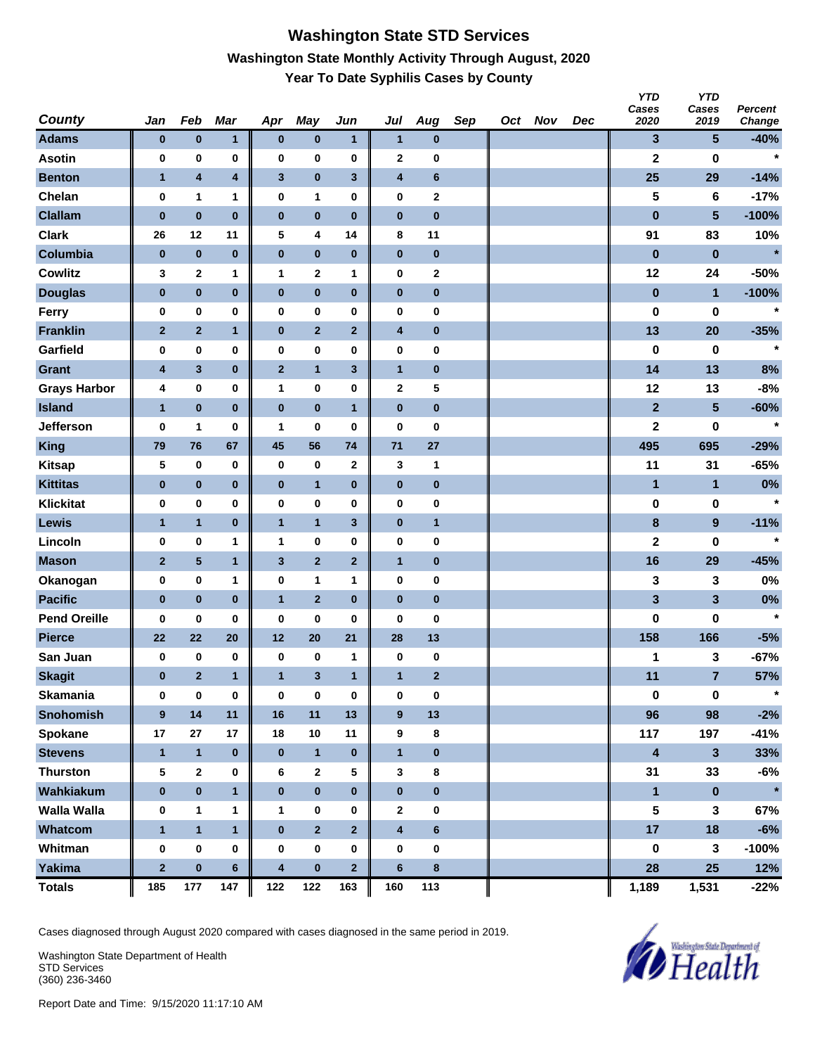# Washington State STD Services

## Washington State Monthly Activity Through August, 2020

### Year To Date Syphilis Cases by County

| County | Jan | Feb | Mar | Apr | May | Jun | Jul | Aug | Sep | Oct | Nov | Dec | YTD Cases 2020 | YTD Cases 2019 | Percent Change |
|---|---|---|---|---|---|---|---|---|---|---|---|---|---|---|---|
| Adams | 0 | 0 | 1 | 0 | 0 | 1 | 1 | 0 | | | | | 3 | 5 | -40% |
| Asotin | 0 | 0 | 0 | 0 | 0 | 0 | 2 | 0 | | | | | 2 | 0 | * |
| Benton | 1 | 4 | 4 | 3 | 0 | 3 | 4 | 6 | | | | | 25 | 29 | -14% |
| Chelan | 0 | 1 | 1 | 0 | 1 | 0 | 0 | 2 | | | | | 5 | 6 | -17% |
| Clallam | 0 | 0 | 0 | 0 | 0 | 0 | 0 | 0 | | | | | 0 | 5 | -100% |
| Clark | 26 | 12 | 11 | 5 | 4 | 14 | 8 | 11 | | | | | 91 | 83 | 10% |
| Columbia | 0 | 0 | 0 | 0 | 0 | 0 | 0 | 0 | | | | | 0 | 0 | * |
| Cowlitz | 3 | 2 | 1 | 1 | 2 | 1 | 0 | 2 | | | | | 12 | 24 | -50% |
| Douglas | 0 | 0 | 0 | 0 | 0 | 0 | 0 | 0 | | | | | 0 | 1 | -100% |
| Ferry | 0 | 0 | 0 | 0 | 0 | 0 | 0 | 0 | | | | | 0 | 0 | * |
| Franklin | 2 | 2 | 1 | 0 | 2 | 2 | 4 | 0 | | | | | 13 | 20 | -35% |
| Garfield | 0 | 0 | 0 | 0 | 0 | 0 | 0 | 0 | | | | | 0 | 0 | * |
| Grant | 4 | 3 | 0 | 2 | 1 | 3 | 1 | 0 | | | | | 14 | 13 | 8% |
| Grays Harbor | 4 | 0 | 0 | 1 | 0 | 0 | 2 | 5 | | | | | 12 | 13 | -8% |
| Island | 1 | 0 | 0 | 0 | 0 | 1 | 0 | 0 | | | | | 2 | 5 | -60% |
| Jefferson | 0 | 1 | 0 | 1 | 0 | 0 | 0 | 0 | | | | | 2 | 0 | * |
| King | 79 | 76 | 67 | 45 | 56 | 74 | 71 | 27 | | | | | 495 | 695 | -29% |
| Kitsap | 5 | 0 | 0 | 0 | 0 | 2 | 3 | 1 | | | | | 11 | 31 | -65% |
| Kittitas | 0 | 0 | 0 | 0 | 1 | 0 | 0 | 0 | | | | | 1 | 1 | 0% |
| Klickitat | 0 | 0 | 0 | 0 | 0 | 0 | 0 | 0 | | | | | 0 | 0 | * |
| Lewis | 1 | 1 | 0 | 1 | 1 | 3 | 0 | 1 | | | | | 8 | 9 | -11% |
| Lincoln | 0 | 0 | 1 | 1 | 0 | 0 | 0 | 0 | | | | | 2 | 0 | * |
| Mason | 2 | 5 | 1 | 3 | 2 | 2 | 1 | 0 | | | | | 16 | 29 | -45% |
| Okanogan | 0 | 0 | 1 | 0 | 1 | 1 | 0 | 0 | | | | | 3 | 3 | 0% |
| Pacific | 0 | 0 | 0 | 1 | 2 | 0 | 0 | 0 | | | | | 3 | 3 | 0% |
| Pend Oreille | 0 | 0 | 0 | 0 | 0 | 0 | 0 | 0 | | | | | 0 | 0 | * |
| Pierce | 22 | 22 | 20 | 12 | 20 | 21 | 28 | 13 | | | | | 158 | 166 | -5% |
| San Juan | 0 | 0 | 0 | 0 | 0 | 1 | 0 | 0 | | | | | 1 | 3 | -67% |
| Skagit | 0 | 2 | 1 | 1 | 3 | 1 | 1 | 2 | | | | | 11 | 7 | 57% |
| Skamania | 0 | 0 | 0 | 0 | 0 | 0 | 0 | 0 | | | | | 0 | 0 | * |
| Snohomish | 9 | 14 | 11 | 16 | 11 | 13 | 9 | 13 | | | | | 96 | 98 | -2% |
| Spokane | 17 | 27 | 17 | 18 | 10 | 11 | 9 | 8 | | | | | 117 | 197 | -41% |
| Stevens | 1 | 1 | 0 | 0 | 1 | 0 | 1 | 0 | | | | | 4 | 3 | 33% |
| Thurston | 5 | 2 | 0 | 6 | 2 | 5 | 3 | 8 | | | | | 31 | 33 | -6% |
| Wahkiakum | 0 | 0 | 1 | 0 | 0 | 0 | 0 | 0 | | | | | 1 | 0 | * |
| Walla Walla | 0 | 1 | 1 | 1 | 0 | 0 | 2 | 0 | | | | | 5 | 3 | 67% |
| Whatcom | 1 | 1 | 1 | 0 | 2 | 2 | 4 | 6 | | | | | 17 | 18 | -6% |
| Whitman | 0 | 0 | 0 | 0 | 0 | 0 | 0 | 0 | | | | | 0 | 3 | -100% |
| Yakima | 2 | 0 | 6 | 4 | 0 | 2 | 6 | 8 | | | | | 28 | 25 | 12% |
| **Totals** | 185 | 177 | 147 | 122 | 122 | 163 | 160 | 113 | | | | | 1,189 | 1,531 | -22% |

Cases diagnosed through August 2020 compared with cases diagnosed in the same period in 2019.

Washington State Department of Health
STD Services
(360) 236-3460

Report Date and Time: 9/15/2020 11:17:10 AM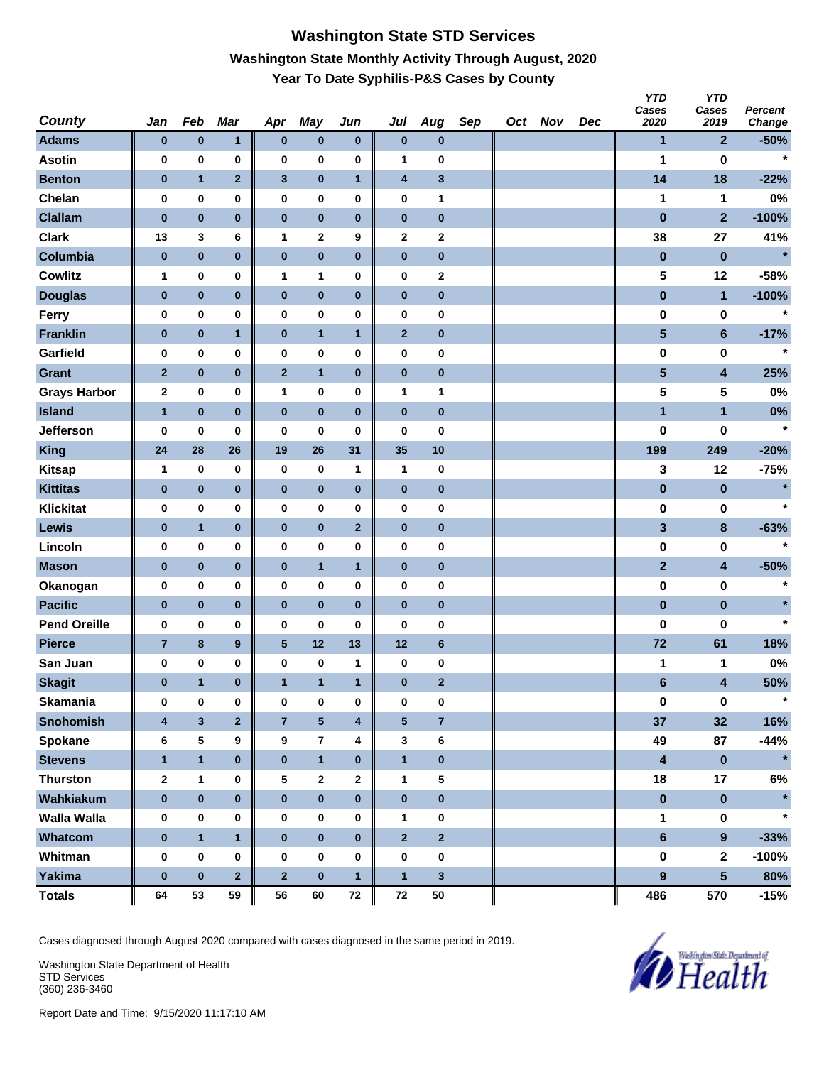# Washington State STD Services

## Washington State Monthly Activity Through August, 2020

### Year To Date Syphilis-P&S Cases by County

| County | Jan | Feb | Mar | Apr | May | Jun | Jul | Aug | Sep | Oct | Nov | Dec | YTD Cases 2020 | YTD Cases 2019 | Percent Change |
|---|---|---|---|---|---|---|---|---|---|---|---|---|---|---|---|
| Adams | 0 | 0 | 1 | 0 | 0 | 0 | 0 | 0 | | | | | 1 | 2 | -50% |
| Asotin | 0 | 0 | 0 | 0 | 0 | 0 | 1 | 0 | | | | | 1 | 0 | * |
| Benton | 0 | 1 | 2 | 3 | 0 | 1 | 4 | 3 | | | | | 14 | 18 | -22% |
| Chelan | 0 | 0 | 0 | 0 | 0 | 0 | 0 | 1 | | | | | 1 | 1 | 0% |
| Clallam | 0 | 0 | 0 | 0 | 0 | 0 | 0 | 0 | | | | | 0 | 2 | -100% |
| Clark | 13 | 3 | 6 | 1 | 2 | 9 | 2 | 2 | | | | | 38 | 27 | 41% |
| Columbia | 0 | 0 | 0 | 0 | 0 | 0 | 0 | 0 | | | | | 0 | 0 | * |
| Cowlitz | 1 | 0 | 0 | 1 | 1 | 0 | 0 | 2 | | | | | 5 | 12 | -58% |
| Douglas | 0 | 0 | 0 | 0 | 0 | 0 | 0 | 0 | | | | | 0 | 1 | -100% |
| Ferry | 0 | 0 | 0 | 0 | 0 | 0 | 0 | 0 | | | | | 0 | 0 | * |
| Franklin | 0 | 0 | 1 | 0 | 1 | 1 | 2 | 0 | | | | | 5 | 6 | -17% |
| Garfield | 0 | 0 | 0 | 0 | 0 | 0 | 0 | 0 | | | | | 0 | 0 | * |
| Grant | 2 | 0 | 0 | 2 | 1 | 0 | 0 | 0 | | | | | 5 | 4 | 25% |
| Grays Harbor | 2 | 0 | 0 | 1 | 0 | 0 | 1 | 1 | | | | | 5 | 5 | 0% |
| Island | 1 | 0 | 0 | 0 | 0 | 0 | 0 | 0 | | | | | 1 | 1 | 0% |
| Jefferson | 0 | 0 | 0 | 0 | 0 | 0 | 0 | 0 | | | | | 0 | 0 | * |
| King | 24 | 28 | 26 | 19 | 26 | 31 | 35 | 10 | | | | | 199 | 249 | -20% |
| Kitsap | 1 | 0 | 0 | 0 | 0 | 1 | 1 | 0 | | | | | 3 | 12 | -75% |
| Kittitas | 0 | 0 | 0 | 0 | 0 | 0 | 0 | 0 | | | | | 0 | 0 | * |
| Klickitat | 0 | 0 | 0 | 0 | 0 | 0 | 0 | 0 | | | | | 0 | 0 | * |
| Lewis | 0 | 1 | 0 | 0 | 0 | 2 | 0 | 0 | | | | | 3 | 8 | -63% |
| Lincoln | 0 | 0 | 0 | 0 | 0 | 0 | 0 | 0 | | | | | 0 | 0 | * |
| Mason | 0 | 0 | 0 | 0 | 1 | 1 | 0 | 0 | | | | | 2 | 4 | -50% |
| Okanogan | 0 | 0 | 0 | 0 | 0 | 0 | 0 | 0 | | | | | 0 | 0 | * |
| Pacific | 0 | 0 | 0 | 0 | 0 | 0 | 0 | 0 | | | | | 0 | 0 | * |
| Pend Oreille | 0 | 0 | 0 | 0 | 0 | 0 | 0 | 0 | | | | | 0 | 0 | * |
| Pierce | 7 | 8 | 9 | 5 | 12 | 13 | 12 | 6 | | | | | 72 | 61 | 18% |
| San Juan | 0 | 0 | 0 | 0 | 0 | 1 | 0 | 0 | | | | | 1 | 1 | 0% |
| Skagit | 0 | 1 | 0 | 1 | 1 | 1 | 0 | 2 | | | | | 6 | 4 | 50% |
| Skamania | 0 | 0 | 0 | 0 | 0 | 0 | 0 | 0 | | | | | 0 | 0 | * |
| Snohomish | 4 | 3 | 2 | 7 | 5 | 4 | 5 | 7 | | | | | 37 | 32 | 16% |
| Spokane | 6 | 5 | 9 | 9 | 7 | 4 | 3 | 6 | | | | | 49 | 87 | -44% |
| Stevens | 1 | 1 | 0 | 0 | 1 | 0 | 1 | 0 | | | | | 4 | 0 | * |
| Thurston | 2 | 1 | 0 | 5 | 2 | 2 | 1 | 5 | | | | | 18 | 17 | 6% |
| Wahkiakum | 0 | 0 | 0 | 0 | 0 | 0 | 0 | 0 | | | | | 0 | 0 | * |
| Walla Walla | 0 | 0 | 0 | 0 | 0 | 0 | 1 | 0 | | | | | 1 | 0 | * |
| Whatcom | 0 | 1 | 1 | 0 | 0 | 0 | 2 | 2 | | | | | 6 | 9 | -33% |
| Whitman | 0 | 0 | 0 | 0 | 0 | 0 | 0 | 0 | | | | | 0 | 2 | -100% |
| Yakima | 0 | 0 | 2 | 2 | 0 | 1 | 1 | 3 | | | | | 9 | 5 | 80% |
| Totals | 64 | 53 | 59 | 56 | 60 | 72 | 72 | 50 | | | | | 486 | 570 | -15% |

Cases diagnosed through August 2020 compared with cases diagnosed in the same period in 2019.

Washington State Department of Health
STD Services
(360) 236-3460

Report Date and Time: 9/15/2020 11:17:10 AM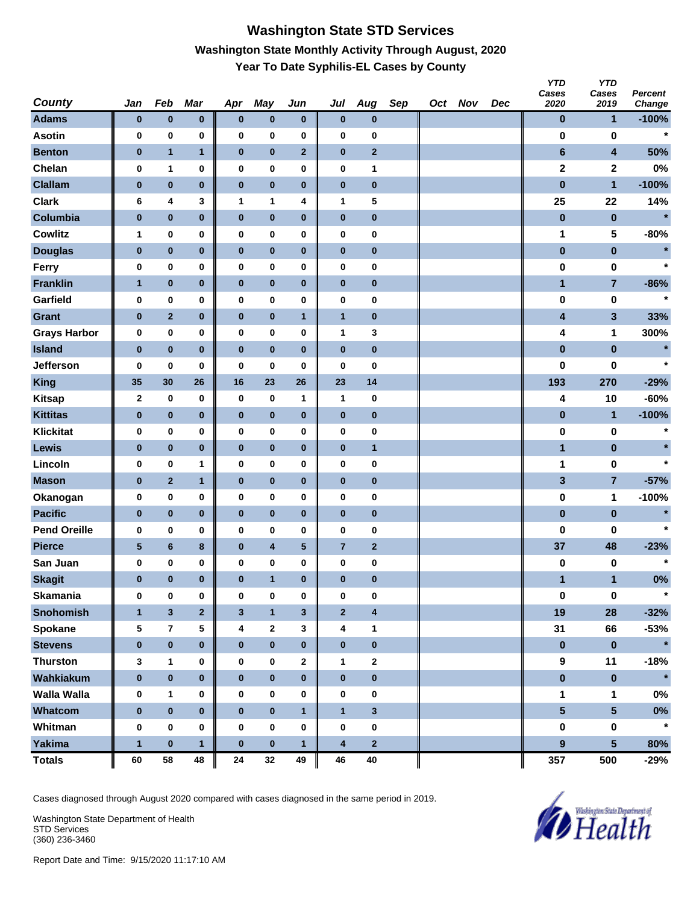# Washington State STD Services

## Washington State Monthly Activity Through August, 2020

### Year To Date Syphilis-EL Cases by County

| County | Jan | Feb | Mar | Apr | May | Jun | Jul | Aug | Sep | Oct | Nov | Dec | YTD Cases 2020 | YTD Cases 2019 | Percent Change |
|---|---|---|---|---|---|---|---|---|---|---|---|---|---|---|---|
| Adams | 0 | 0 | 0 | 0 | 0 | 0 | 0 | 0 | | | | | 0 | 1 | -100% |
| Asotin | 0 | 0 | 0 | 0 | 0 | 0 | 0 | 0 | | | | | 0 | 0 | * |
| Benton | 0 | 1 | 1 | 0 | 0 | 2 | 0 | 2 | | | | | 6 | 4 | 50% |
| Chelan | 0 | 1 | 0 | 0 | 0 | 0 | 0 | 1 | | | | | 2 | 2 | 0% |
| Clallam | 0 | 0 | 0 | 0 | 0 | 0 | 0 | 0 | | | | | 0 | 1 | -100% |
| Clark | 6 | 4 | 3 | 1 | 1 | 4 | 1 | 5 | | | | | 25 | 22 | 14% |
| Columbia | 0 | 0 | 0 | 0 | 0 | 0 | 0 | 0 | | | | | 0 | 0 | * |
| Cowlitz | 1 | 0 | 0 | 0 | 0 | 0 | 0 | 0 | | | | | 1 | 5 | -80% |
| Douglas | 0 | 0 | 0 | 0 | 0 | 0 | 0 | 0 | | | | | 0 | 0 | * |
| Ferry | 0 | 0 | 0 | 0 | 0 | 0 | 0 | 0 | | | | | 0 | 0 | * |
| Franklin | 1 | 0 | 0 | 0 | 0 | 0 | 0 | 0 | | | | | 1 | 7 | -86% |
| Garfield | 0 | 0 | 0 | 0 | 0 | 0 | 0 | 0 | | | | | 0 | 0 | * |
| Grant | 0 | 2 | 0 | 0 | 0 | 1 | 1 | 0 | | | | | 4 | 3 | 33% |
| Grays Harbor | 0 | 0 | 0 | 0 | 0 | 0 | 1 | 3 | | | | | 4 | 1 | 300% |
| Island | 0 | 0 | 0 | 0 | 0 | 0 | 0 | 0 | | | | | 0 | 0 | * |
| Jefferson | 0 | 0 | 0 | 0 | 0 | 0 | 0 | 0 | | | | | 0 | 0 | * |
| King | 35 | 30 | 26 | 16 | 23 | 26 | 23 | 14 | | | | | 193 | 270 | -29% |
| Kitsap | 2 | 0 | 0 | 0 | 0 | 1 | 1 | 0 | | | | | 4 | 10 | -60% |
| Kittitas | 0 | 0 | 0 | 0 | 0 | 0 | 0 | 0 | | | | | 0 | 1 | -100% |
| Klickitat | 0 | 0 | 0 | 0 | 0 | 0 | 0 | 0 | | | | | 0 | 0 | * |
| Lewis | 0 | 0 | 0 | 0 | 0 | 0 | 0 | 1 | | | | | 1 | 0 | * |
| Lincoln | 0 | 0 | 1 | 0 | 0 | 0 | 0 | 0 | | | | | 1 | 0 | * |
| Mason | 0 | 2 | 1 | 0 | 0 | 0 | 0 | 0 | | | | | 3 | 7 | -57% |
| Okanogan | 0 | 0 | 0 | 0 | 0 | 0 | 0 | 0 | | | | | 0 | 1 | -100% |
| Pacific | 0 | 0 | 0 | 0 | 0 | 0 | 0 | 0 | | | | | 0 | 0 | * |
| Pend Oreille | 0 | 0 | 0 | 0 | 0 | 0 | 0 | 0 | | | | | 0 | 0 | * |
| Pierce | 5 | 6 | 8 | 0 | 4 | 5 | 7 | 2 | | | | | 37 | 48 | -23% |
| San Juan | 0 | 0 | 0 | 0 | 0 | 0 | 0 | 0 | | | | | 0 | 0 | * |
| Skagit | 0 | 0 | 0 | 0 | 1 | 0 | 0 | 0 | | | | | 1 | 1 | 0% |
| Skamania | 0 | 0 | 0 | 0 | 0 | 0 | 0 | 0 | | | | | 0 | 0 | * |
| Snohomish | 1 | 3 | 2 | 3 | 1 | 3 | 2 | 4 | | | | | 19 | 28 | -32% |
| Spokane | 5 | 7 | 5 | 4 | 2 | 3 | 4 | 1 | | | | | 31 | 66 | -53% |
| Stevens | 0 | 0 | 0 | 0 | 0 | 0 | 0 | 0 | | | | | 0 | 0 | * |
| Thurston | 3 | 1 | 0 | 0 | 0 | 2 | 1 | 2 | | | | | 9 | 11 | -18% |
| Wahkiakum | 0 | 0 | 0 | 0 | 0 | 0 | 0 | 0 | | | | | 0 | 0 | * |
| Walla Walla | 0 | 1 | 0 | 0 | 0 | 0 | 0 | 0 | | | | | 1 | 1 | 0% |
| Whatcom | 0 | 0 | 0 | 0 | 0 | 1 | 1 | 3 | | | | | 5 | 5 | 0% |
| Whitman | 0 | 0 | 0 | 0 | 0 | 0 | 0 | 0 | | | | | 0 | 0 | * |
| Yakima | 1 | 0 | 1 | 0 | 0 | 1 | 4 | 2 | | | | | 9 | 5 | 80% |
| Totals | 60 | 58 | 48 | 24 | 32 | 49 | 46 | 40 | | | | | 357 | 500 | -29% |

Cases diagnosed through August 2020 compared with cases diagnosed in the same period in 2019.

Washington State Department of Health
STD Services
(360) 236-3460

Report Date and Time: 9/15/2020 11:17:10 AM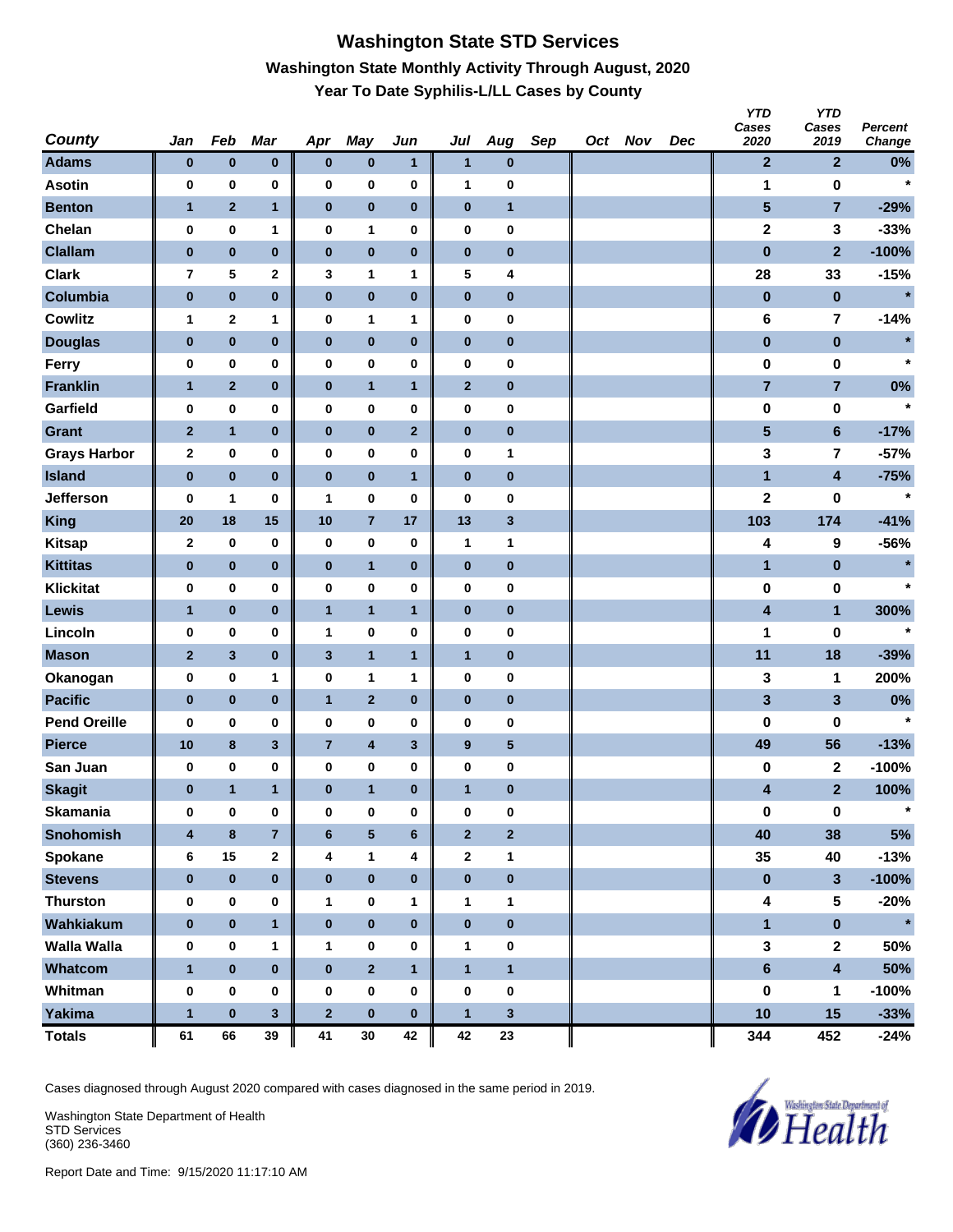# Washington State STD Services

## Washington State Monthly Activity Through August, 2020

### Year To Date Syphilis-L/LL Cases by County

| County | Jan | Feb | Mar | Apr | May | Jun | Jul | Aug | Sep | Oct | Nov | Dec | YTD Cases 2020 | YTD Cases 2019 | Percent Change |
|---|---|---|---|---|---|---|---|---|---|---|---|---|---|---|---|
| Adams | 0 | 0 | 0 | 0 | 0 | 1 | 1 | 0 | | | | | 2 | 2 | 0% |
| Asotin | 0 | 0 | 0 | 0 | 0 | 0 | 1 | 0 | | | | | 1 | 0 | * |
| Benton | 1 | 2 | 1 | 0 | 0 | 0 | 0 | 1 | | | | | 5 | 7 | -29% |
| Chelan | 0 | 0 | 1 | 0 | 1 | 0 | 0 | 0 | | | | | 2 | 3 | -33% |
| Clallam | 0 | 0 | 0 | 0 | 0 | 0 | 0 | 0 | | | | | 0 | 2 | -100% |
| Clark | 7 | 5 | 2 | 3 | 1 | 1 | 5 | 4 | | | | | 28 | 33 | -15% |
| Columbia | 0 | 0 | 0 | 0 | 0 | 0 | 0 | 0 | | | | | 0 | 0 | * |
| Cowlitz | 1 | 2 | 1 | 0 | 1 | 1 | 0 | 0 | | | | | 6 | 7 | -14% |
| Douglas | 0 | 0 | 0 | 0 | 0 | 0 | 0 | 0 | | | | | 0 | 0 | * |
| Ferry | 0 | 0 | 0 | 0 | 0 | 0 | 0 | 0 | | | | | 0 | 0 | * |
| Franklin | 1 | 2 | 0 | 0 | 1 | 1 | 2 | 0 | | | | | 7 | 7 | 0% |
| Garfield | 0 | 0 | 0 | 0 | 0 | 0 | 0 | 0 | | | | | 0 | 0 | * |
| Grant | 2 | 1 | 0 | 0 | 0 | 2 | 0 | 0 | | | | | 5 | 6 | -17% |
| Grays Harbor | 2 | 0 | 0 | 0 | 0 | 0 | 0 | 1 | | | | | 3 | 7 | -57% |
| Island | 0 | 0 | 0 | 0 | 0 | 1 | 0 | 0 | | | | | 1 | 4 | -75% |
| Jefferson | 0 | 1 | 0 | 1 | 0 | 0 | 0 | 0 | | | | | 2 | 0 | * |
| King | 20 | 18 | 15 | 10 | 7 | 17 | 13 | 3 | | | | | 103 | 174 | -41% |
| Kitsap | 2 | 0 | 0 | 0 | 0 | 0 | 1 | 1 | | | | | 4 | 9 | -56% |
| Kittitas | 0 | 0 | 0 | 0 | 1 | 0 | 0 | 0 | | | | | 1 | 0 | * |
| Klickitat | 0 | 0 | 0 | 0 | 0 | 0 | 0 | 0 | | | | | 0 | 0 | * |
| Lewis | 1 | 0 | 0 | 1 | 1 | 1 | 0 | 0 | | | | | 4 | 1 | 300% |
| Lincoln | 0 | 0 | 0 | 1 | 0 | 0 | 0 | 0 | | | | | 1 | 0 | * |
| Mason | 2 | 3 | 0 | 3 | 1 | 1 | 1 | 0 | | | | | 11 | 18 | -39% |
| Okanogan | 0 | 0 | 1 | 0 | 1 | 1 | 0 | 0 | | | | | 3 | 1 | 200% |
| Pacific | 0 | 0 | 0 | 1 | 2 | 0 | 0 | 0 | | | | | 3 | 3 | 0% |
| Pend Oreille | 0 | 0 | 0 | 0 | 0 | 0 | 0 | 0 | | | | | 0 | 0 | * |
| Pierce | 10 | 8 | 3 | 7 | 4 | 3 | 9 | 5 | | | | | 49 | 56 | -13% |
| San Juan | 0 | 0 | 0 | 0 | 0 | 0 | 0 | 0 | | | | | 0 | 2 | -100% |
| Skagit | 0 | 1 | 1 | 0 | 1 | 0 | 1 | 0 | | | | | 4 | 2 | 100% |
| Skamania | 0 | 0 | 0 | 0 | 0 | 0 | 0 | 0 | | | | | 0 | 0 | * |
| Snohomish | 4 | 8 | 7 | 6 | 5 | 6 | 2 | 2 | | | | | 40 | 38 | 5% |
| Spokane | 6 | 15 | 2 | 4 | 1 | 4 | 2 | 1 | | | | | 35 | 40 | -13% |
| Stevens | 0 | 0 | 0 | 0 | 0 | 0 | 0 | 0 | | | | | 0 | 3 | -100% |
| Thurston | 0 | 0 | 0 | 1 | 0 | 1 | 1 | 1 | | | | | 4 | 5 | -20% |
| Wahkiakum | 0 | 0 | 1 | 0 | 0 | 0 | 0 | 0 | | | | | 1 | 0 | * |
| Walla Walla | 0 | 0 | 1 | 1 | 0 | 0 | 1 | 0 | | | | | 3 | 2 | 50% |
| Whatcom | 1 | 0 | 0 | 0 | 2 | 1 | 1 | 1 | | | | | 6 | 4 | 50% |
| Whitman | 0 | 0 | 0 | 0 | 0 | 0 | 0 | 0 | | | | | 0 | 1 | -100% |
| Yakima | 1 | 0 | 3 | 2 | 0 | 0 | 1 | 3 | | | | | 10 | 15 | -33% |
| Totals | 61 | 66 | 39 | 41 | 30 | 42 | 42 | 23 | | | | | 344 | 452 | -24% |

Cases diagnosed through August 2020 compared with cases diagnosed in the same period in 2019.

Washington State Department of Health
STD Services
(360) 236-3460

Report Date and Time: 9/15/2020 11:17:10 AM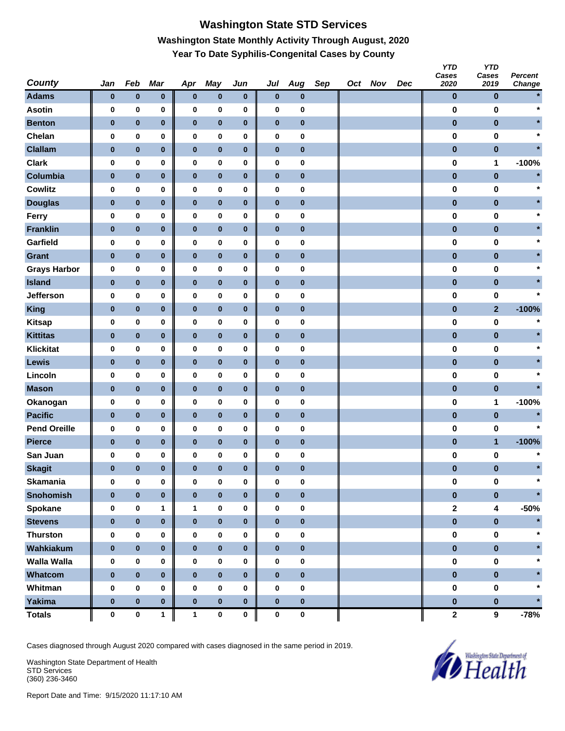# Washington State STD Services

## Washington State Monthly Activity Through August, 2020

### Year To Date Syphilis-Congenital Cases by County

| County | Jan | Feb | Mar | Apr | May | Jun | Jul | Aug | Sep | Oct | Nov | Dec | YTD Cases 2020 | YTD Cases 2019 | Percent Change |
|---|---|---|---|---|---|---|---|---|---|---|---|---|---|---|---|
| Adams | 0 | 0 | 0 | 0 | 0 | 0 | 0 | 0 | | | | | 0 | 0 | * |
| Asotin | 0 | 0 | 0 | 0 | 0 | 0 | 0 | 0 | | | | | 0 | 0 | * |
| Benton | 0 | 0 | 0 | 0 | 0 | 0 | 0 | 0 | | | | | 0 | 0 | * |
| Chelan | 0 | 0 | 0 | 0 | 0 | 0 | 0 | 0 | | | | | 0 | 0 | * |
| Clallam | 0 | 0 | 0 | 0 | 0 | 0 | 0 | 0 | | | | | 0 | 0 | * |
| Clark | 0 | 0 | 0 | 0 | 0 | 0 | 0 | 0 | | | | | 0 | 1 | -100% |
| Columbia | 0 | 0 | 0 | 0 | 0 | 0 | 0 | 0 | | | | | 0 | 0 | * |
| Cowlitz | 0 | 0 | 0 | 0 | 0 | 0 | 0 | 0 | | | | | 0 | 0 | * |
| Douglas | 0 | 0 | 0 | 0 | 0 | 0 | 0 | 0 | | | | | 0 | 0 | * |
| Ferry | 0 | 0 | 0 | 0 | 0 | 0 | 0 | 0 | | | | | 0 | 0 | * |
| Franklin | 0 | 0 | 0 | 0 | 0 | 0 | 0 | 0 | | | | | 0 | 0 | * |
| Garfield | 0 | 0 | 0 | 0 | 0 | 0 | 0 | 0 | | | | | 0 | 0 | * |
| Grant | 0 | 0 | 0 | 0 | 0 | 0 | 0 | 0 | | | | | 0 | 0 | * |
| Grays Harbor | 0 | 0 | 0 | 0 | 0 | 0 | 0 | 0 | | | | | 0 | 0 | * |
| Island | 0 | 0 | 0 | 0 | 0 | 0 | 0 | 0 | | | | | 0 | 0 | * |
| Jefferson | 0 | 0 | 0 | 0 | 0 | 0 | 0 | 0 | | | | | 0 | 0 | * |
| King | 0 | 0 | 0 | 0 | 0 | 0 | 0 | 0 | | | | | 0 | 2 | -100% |
| Kitsap | 0 | 0 | 0 | 0 | 0 | 0 | 0 | 0 | | | | | 0 | 0 | * |
| Kittitas | 0 | 0 | 0 | 0 | 0 | 0 | 0 | 0 | | | | | 0 | 0 | * |
| Klickitat | 0 | 0 | 0 | 0 | 0 | 0 | 0 | 0 | | | | | 0 | 0 | * |
| Lewis | 0 | 0 | 0 | 0 | 0 | 0 | 0 | 0 | | | | | 0 | 0 | * |
| Lincoln | 0 | 0 | 0 | 0 | 0 | 0 | 0 | 0 | | | | | 0 | 0 | * |
| Mason | 0 | 0 | 0 | 0 | 0 | 0 | 0 | 0 | | | | | 0 | 0 | * |
| Okanogan | 0 | 0 | 0 | 0 | 0 | 0 | 0 | 0 | | | | | 0 | 1 | -100% |
| Pacific | 0 | 0 | 0 | 0 | 0 | 0 | 0 | 0 | | | | | 0 | 0 | * |
| Pend Oreille | 0 | 0 | 0 | 0 | 0 | 0 | 0 | 0 | | | | | 0 | 0 | * |
| Pierce | 0 | 0 | 0 | 0 | 0 | 0 | 0 | 0 | | | | | 0 | 1 | -100% |
| San Juan | 0 | 0 | 0 | 0 | 0 | 0 | 0 | 0 | | | | | 0 | 0 | * |
| Skagit | 0 | 0 | 0 | 0 | 0 | 0 | 0 | 0 | | | | | 0 | 0 | * |
| Skamania | 0 | 0 | 0 | 0 | 0 | 0 | 0 | 0 | | | | | 0 | 0 | * |
| Snohomish | 0 | 0 | 0 | 0 | 0 | 0 | 0 | 0 | | | | | 0 | 0 | * |
| Spokane | 0 | 0 | 1 | 1 | 0 | 0 | 0 | 0 | | | | | 2 | 4 | -50% |
| Stevens | 0 | 0 | 0 | 0 | 0 | 0 | 0 | 0 | | | | | 0 | 0 | * |
| Thurston | 0 | 0 | 0 | 0 | 0 | 0 | 0 | 0 | | | | | 0 | 0 | * |
| Wahkiakum | 0 | 0 | 0 | 0 | 0 | 0 | 0 | 0 | | | | | 0 | 0 | * |
| Walla Walla | 0 | 0 | 0 | 0 | 0 | 0 | 0 | 0 | | | | | 0 | 0 | * |
| Whatcom | 0 | 0 | 0 | 0 | 0 | 0 | 0 | 0 | | | | | 0 | 0 | * |
| Whitman | 0 | 0 | 0 | 0 | 0 | 0 | 0 | 0 | | | | | 0 | 0 | * |
| Yakima | 0 | 0 | 0 | 0 | 0 | 0 | 0 | 0 | | | | | 0 | 0 | * |
| Totals | 0 | 0 | 1 | 1 | 0 | 0 | 0 | 0 | | | | | 2 | 9 | -78% |

Cases diagnosed through August 2020 compared with cases diagnosed in the same period in 2019.

Washington State Department of Health
STD Services
(360) 236-3460

Report Date and Time: 9/15/2020 11:17:10 AM